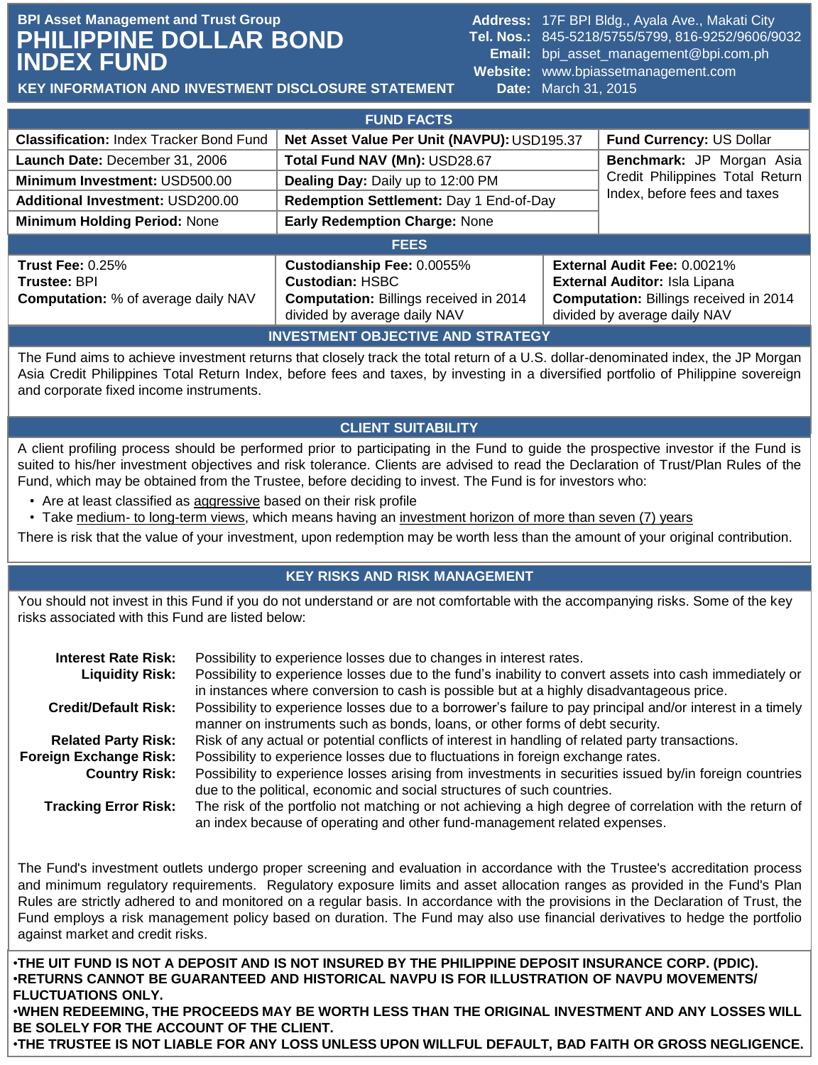BPI Asset Management and Trust Group

# PHILIPPINE DOLLAR BOND INDEX FUND

**KEY INFORMATION AND INVESTMENT DISCLOSURE STATEMENT**

**Address:** 17F BPI Bldg., Ayala Ave., Makati City
**Tel. Nos.:** 845-5218/5755/5799, 816-9252/9606/9032
**Email:** bpi_asset_management@bpi.com.ph
**Website:** www.bpiassetmanagement.com
**Date:** March 31, 2015

## FUND FACTS

| | | |
|---|---|---|
| **Classification:** Index Tracker Bond Fund | **Net Asset Value Per Unit (NAVPU):** USD195.37 | **Fund Currency:** US Dollar |
| **Launch Date:** December 31, 2006 | **Total Fund NAV (Mn):** USD28.67 | **Benchmark:** JP Morgan Asia Credit Philippines Total Return Index, before fees and taxes |
| **Minimum Investment:** USD500.00 | **Dealing Day:** Daily up to 12:00 PM | |
| **Additional Investment:** USD200.00 | **Redemption Settlement:** Day 1 End-of-Day | |
| **Minimum Holding Period:** None | **Early Redemption Charge:** None | |

## FEES

| | | |
|---|---|---|
| **Trust Fee:** 0.25%<br>**Trustee:** BPI<br>**Computation:** % of average daily NAV | **Custodianship Fee:** 0.0055%<br>**Custodian:** HSBC<br>**Computation:** Billings received in 2014 divided by average daily NAV | **External Audit Fee:** 0.0021%<br>**External Auditor:** Isla Lipana<br>**Computation:** Billings received in 2014 divided by average daily NAV |

## INVESTMENT OBJECTIVE AND STRATEGY

The Fund aims to achieve investment returns that closely track the total return of a U.S. dollar-denominated index, the JP Morgan Asia Credit Philippines Total Return Index, before fees and taxes, by investing in a diversified portfolio of Philippine sovereign and corporate fixed income instruments.

## CLIENT SUITABILITY

A client profiling process should be performed prior to participating in the Fund to guide the prospective investor if the Fund is suited to his/her investment objectives and risk tolerance. Clients are advised to read the Declaration of Trust/Plan Rules of the Fund, which may be obtained from the Trustee, before deciding to invest. The Fund is for investors who:

- Are at least classified as aggressive based on their risk profile
- Take medium- to long-term views, which means having an investment horizon of more than seven (7) years

There is risk that the value of your investment, upon redemption may be worth less than the amount of your original contribution.

## KEY RISKS AND RISK MANAGEMENT

You should not invest in this Fund if you do not understand or are not comfortable with the accompanying risks. Some of the key risks associated with this Fund are listed below:

**Interest Rate Risk:** Possibility to experience losses due to changes in interest rates.

**Liquidity Risk:** Possibility to experience losses due to the fund's inability to convert assets into cash immediately or in instances where conversion to cash is possible but at a highly disadvantageous price.

**Credit/Default Risk:** Possibility to experience losses due to a borrower's failure to pay principal and/or interest in a timely manner on instruments such as bonds, loans, or other forms of debt security.

**Related Party Risk:** Risk of any actual or potential conflicts of interest in handling of related party transactions.

**Foreign Exchange Risk:** Possibility to experience losses due to fluctuations in foreign exchange rates.

**Country Risk:** Possibility to experience losses arising from investments in securities issued by/in foreign countries due to the political, economic and social structures of such countries.

**Tracking Error Risk:** The risk of the portfolio not matching or not achieving a high degree of correlation with the return of an index because of operating and other fund-management related expenses.

The Fund's investment outlets undergo proper screening and evaluation in accordance with the Trustee's accreditation process and minimum regulatory requirements. Regulatory exposure limits and asset allocation ranges as provided in the Fund's Plan Rules are strictly adhered to and monitored on a regular basis. In accordance with the provisions in the Declaration of Trust, the Fund employs a risk management policy based on duration. The Fund may also use financial derivatives to hedge the portfolio against market and credit risks.

**•THE UIT FUND IS NOT A DEPOSIT AND IS NOT INSURED BY THE PHILIPPINE DEPOSIT INSURANCE CORP. (PDIC).**
**•RETURNS CANNOT BE GUARANTEED AND HISTORICAL NAVPU IS FOR ILLUSTRATION OF NAVPU MOVEMENTS/ FLUCTUATIONS ONLY.**
**•WHEN REDEEMING, THE PROCEEDS MAY BE WORTH LESS THAN THE ORIGINAL INVESTMENT AND ANY LOSSES WILL BE SOLELY FOR THE ACCOUNT OF THE CLIENT.**
**•THE TRUSTEE IS NOT LIABLE FOR ANY LOSS UNLESS UPON WILLFUL DEFAULT, BAD FAITH OR GROSS NEGLIGENCE.**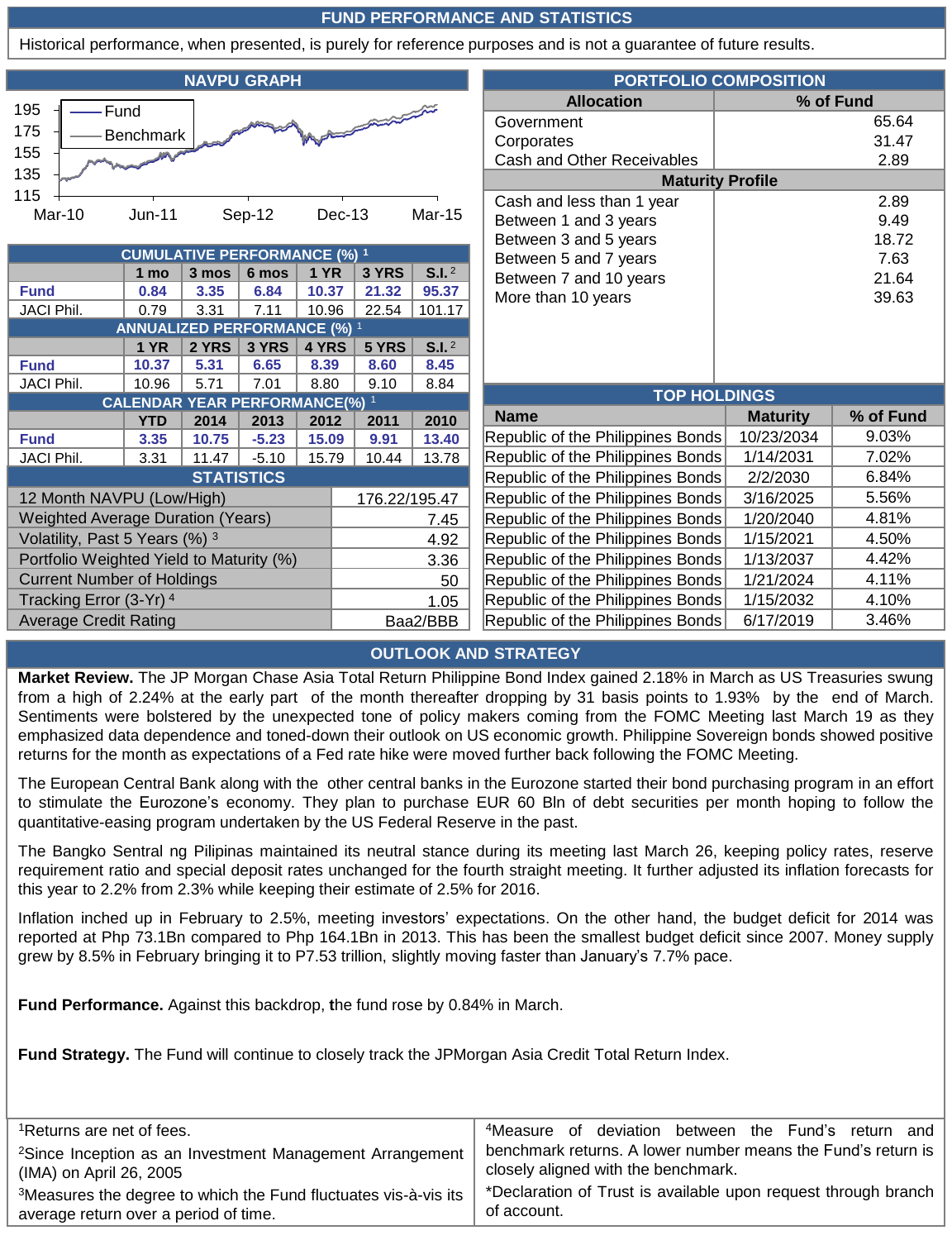## FUND PERFORMANCE AND STATISTICS

Historical performance, when presented, is purely for reference purposes and is not a guarantee of future results.

### NAVPU GRAPH

195
175
155
135
115
Mar-10
Jun-11
Sep-12
Dec-13
Mar-15
Fund
Benchmark

### CUMULATIVE PERFORMANCE (%) [1]

| | 1 mo | 3 mos | 6 mos | 1 YR | 3 YRS | S.I. [2] |
|---|---|---|---|---|---|---|
| **Fund** | **0.84** | **3.35** | **6.84** | **10.37** | **21.32** | **95.37** |
| JACI Phil. | 0.79 | 3.31 | 7.11 | 10.96 | 22.54 | 101.17 |

### ANNUALIZED PERFORMANCE (%) [1]

| | 1 YR | 2 YRS | 3 YRS | 4 YRS | 5 YRS | S.I. [2] |
|---|---|---|---|---|---|---|
| **Fund** | **10.37** | **5.31** | **6.65** | **8.39** | **8.60** | **8.45** |
| JACI Phil. | 10.96 | 5.71 | 7.01 | 8.80 | 9.10 | 8.84 |

### CALENDAR YEAR PERFORMANCE(%) [1]

| | YTD | 2014 | 2013 | 2012 | 2011 | 2010 |
|---|---|---|---|---|---|---|
| **Fund** | **3.35** | **10.75** | **-5.23** | **15.09** | **9.91** | **13.40** |
| JACI Phil. | 3.31 | 11.47 | -5.10 | 15.79 | 10.44 | 13.78 |

### STATISTICS

| | |
|---|---|
| 12 Month NAVPU (Low/High) | 176.22/195.47 |
| Weighted Average Duration (Years) | 7.45 |
| Volatility, Past 5 Years (%) [3] | 4.92 |
| Portfolio Weighted Yield to Maturity (%) | 3.36 |
| Current Number of Holdings | 50 |
| Tracking Error (3-Yr) [4] | 1.05 |
| Average Credit Rating | Baa2/BBB |

### PORTFOLIO COMPOSITION

| Allocation | % of Fund |
|---|---|
| Government | 65.64 |
| Corporates | 31.47 |
| Cash and Other Receivables | 2.89 |
| **Maturity Profile** | |
| Cash and less than 1 year | 2.89 |
| Between 1 and 3 years | 9.49 |
| Between 3 and 5 years | 18.72 |
| Between 5 and 7 years | 7.63 |
| Between 7 and 10 years | 21.64 |
| More than 10 years | 39.63 |

### TOP HOLDINGS

| Name | Maturity | % of Fund |
|---|---|---|
| Republic of the Philippines Bonds | 10/23/2034 | 9.03% |
| Republic of the Philippines Bonds | 1/14/2031 | 7.02% |
| Republic of the Philippines Bonds | 2/2/2030 | 6.84% |
| Republic of the Philippines Bonds | 3/16/2025 | 5.56% |
| Republic of the Philippines Bonds | 1/20/2040 | 4.81% |
| Republic of the Philippines Bonds | 1/15/2021 | 4.50% |
| Republic of the Philippines Bonds | 1/13/2037 | 4.42% |
| Republic of the Philippines Bonds | 1/21/2024 | 4.11% |
| Republic of the Philippines Bonds | 1/15/2032 | 4.10% |
| Republic of the Philippines Bonds | 6/17/2019 | 3.46% |

## OUTLOOK AND STRATEGY

**Market Review.** The JP Morgan Chase Asia Total Return Philippine Bond Index gained 2.18% in March as US Treasuries swung from a high of 2.24% at the early part of the month thereafter dropping by 31 basis points to 1.93% by the end of March. Sentiments were bolstered by the unexpected tone of policy makers coming from the FOMC Meeting last March 19 as they emphasized data dependence and toned-down their outlook on US economic growth. Philippine Sovereign bonds showed positive returns for the month as expectations of a Fed rate hike were moved further back following the FOMC Meeting.

The European Central Bank along with the other central banks in the Eurozone started their bond purchasing program in an effort to stimulate the Eurozone's economy. They plan to purchase EUR 60 Bln of debt securities per month hoping to follow the quantitative-easing program undertaken by the US Federal Reserve in the past.

The Bangko Sentral ng Pilipinas maintained its neutral stance during its meeting last March 26, keeping policy rates, reserve requirement ratio and special deposit rates unchanged for the fourth straight meeting. It further adjusted its inflation forecasts for this year to 2.2% from 2.3% while keeping their estimate of 2.5% for 2016.

Inflation inched up in February to 2.5%, meeting investors' expectations. On the other hand, the budget deficit for 2014 was reported at Php 73.1Bn compared to Php 164.1Bn in 2013. This has been the smallest budget deficit since 2007. Money supply grew by 8.5% in February bringing it to P7.53 trillion, slightly moving faster than January's 7.7% pace.

**Fund Performance.** Against this backdrop, **t**he fund rose by 0.84% in March.

**Fund Strategy.** The Fund will continue to closely track the JPMorgan Asia Credit Total Return Index.

[1]Returns are net of fees.

[2]Since Inception as an Investment Management Arrangement (IMA) on April 26, 2005

[3]Measures the degree to which the Fund fluctuates vis-à-vis its average return over a period of time.

[4]Measure of deviation between the Fund's return and benchmark returns. A lower number means the Fund's return is closely aligned with the benchmark.

*Declaration of Trust is available upon request through branch of account.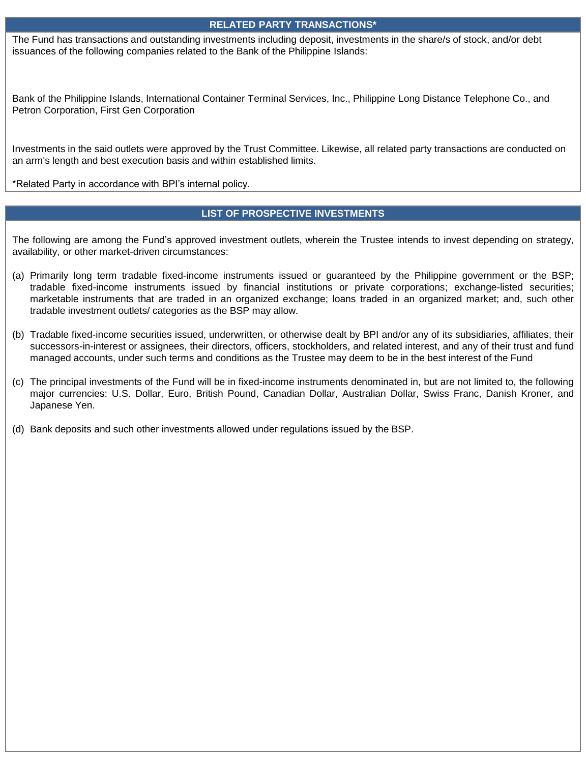## RELATED PARTY TRANSACTIONS*

The Fund has transactions and outstanding investments including deposit, investments in the share/s of stock, and/or debt issuances of the following companies related to the Bank of the Philippine Islands:

Bank of the Philippine Islands, International Container Terminal Services, Inc., Philippine Long Distance Telephone Co., and Petron Corporation, First Gen Corporation

Investments in the said outlets were approved by the Trust Committee. Likewise, all related party transactions are conducted on an arm's length and best execution basis and within established limits.

*Related Party in accordance with BPI's internal policy.

## LIST OF PROSPECTIVE INVESTMENTS

The following are among the Fund's approved investment outlets, wherein the Trustee intends to invest depending on strategy, availability, or other market-driven circumstances:

(a) Primarily long term tradable fixed-income instruments issued or guaranteed by the Philippine government or the BSP; tradable fixed-income instruments issued by financial institutions or private corporations; exchange-listed securities; marketable instruments that are traded in an organized exchange; loans traded in an organized market; and, such other tradable investment outlets/ categories as the BSP may allow.

(b) Tradable fixed-income securities issued, underwritten, or otherwise dealt by BPI and/or any of its subsidiaries, affiliates, their successors-in-interest or assignees, their directors, officers, stockholders, and related interest, and any of their trust and fund managed accounts, under such terms and conditions as the Trustee may deem to be in the best interest of the Fund

(c) The principal investments of the Fund will be in fixed-income instruments denominated in, but are not limited to, the following major currencies: U.S. Dollar, Euro, British Pound, Canadian Dollar, Australian Dollar, Swiss Franc, Danish Kroner, and Japanese Yen.

(d) Bank deposits and such other investments allowed under regulations issued by the BSP.